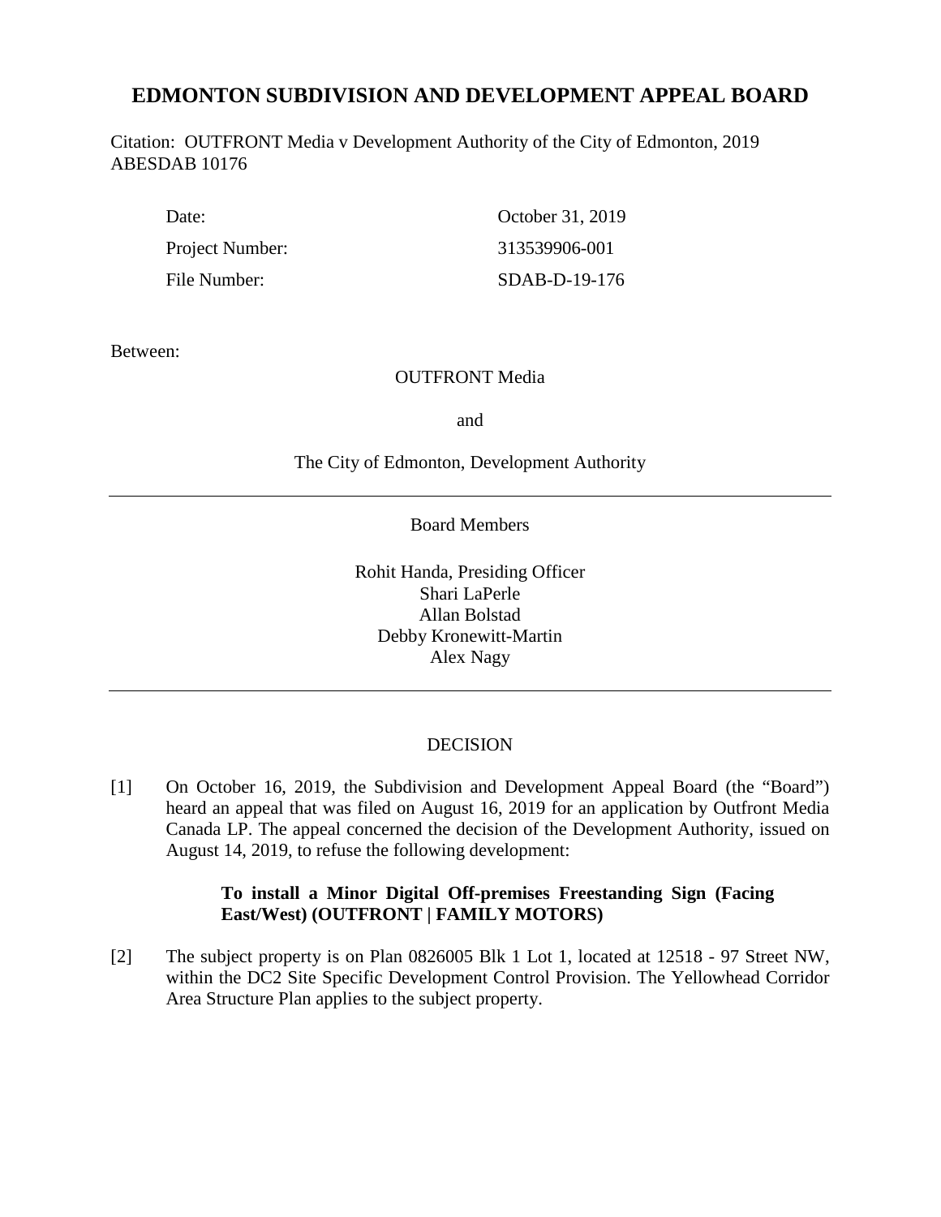# EDMONTON SUBDIVISION AND DEVELOPMENT APPEAL BOARD

Citation: OUTFRONT Media v Development Authority of the City of Edmonton, 2019 ABESDAB 10176

| | |
|---|---|
| Date: | October 31, 2019 |
| Project Number: | 313539906-001 |
| File Number: | SDAB-D-19-176 |

Between:

OUTFRONT Media

and

The City of Edmonton, Development Authority

---

Board Members

Rohit Handa, Presiding Officer
Shari LaPerle
Allan Bolstad
Debby Kronewitt-Martin
Alex Nagy

---

DECISION

[1] On October 16, 2019, the Subdivision and Development Appeal Board (the "Board") heard an appeal that was filed on August 16, 2019 for an application by Outfront Media Canada LP. The appeal concerned the decision of the Development Authority, issued on August 14, 2019, to refuse the following development:

> **To install a Minor Digital Off-premises Freestanding Sign (Facing East/West) (OUTFRONT | FAMILY MOTORS)**

[2] The subject property is on Plan 0826005 Blk 1 Lot 1, located at 12518 - 97 Street NW, within the DC2 Site Specific Development Control Provision. The Yellowhead Corridor Area Structure Plan applies to the subject property.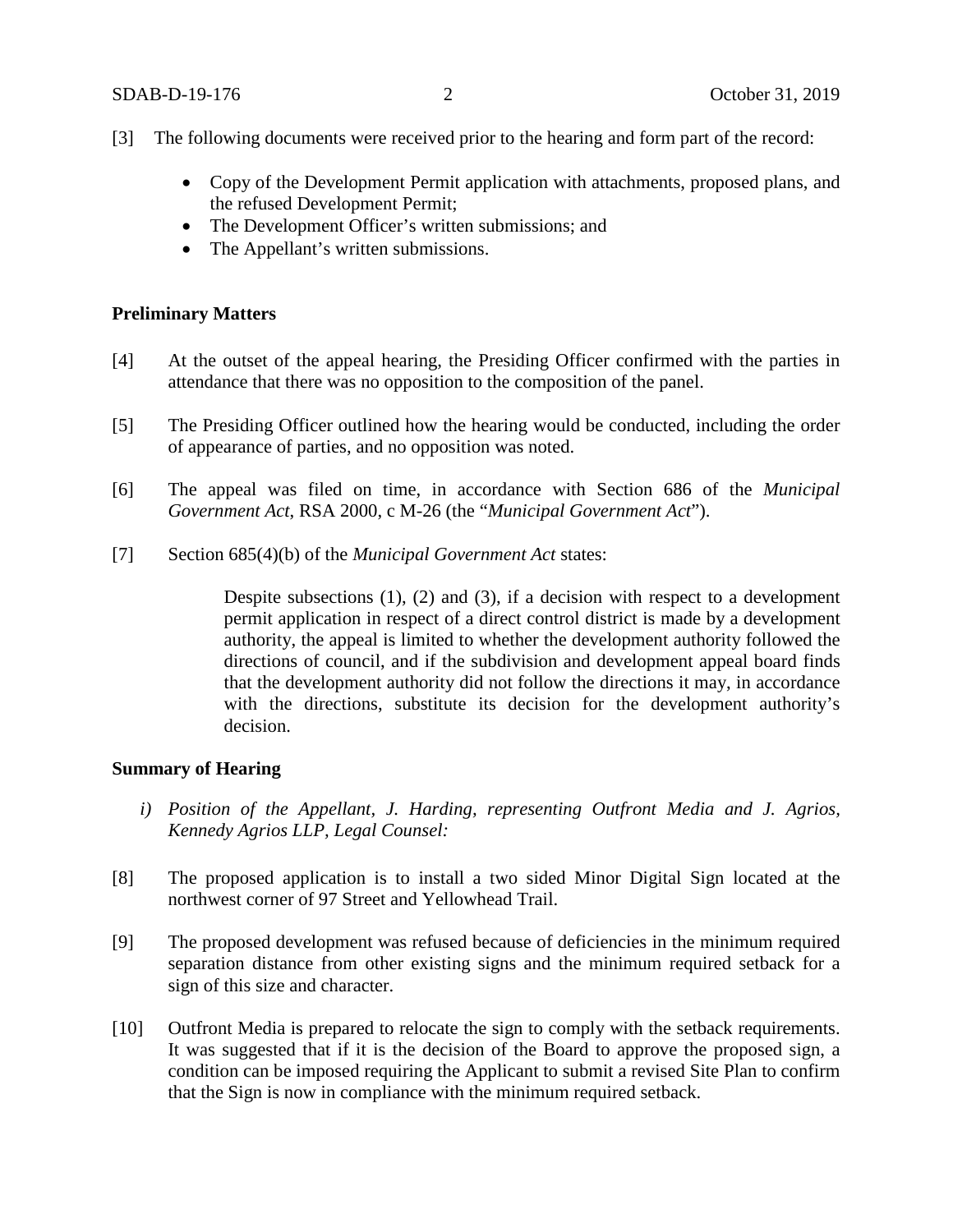[3] The following documents were received prior to the hearing and form part of the record:

- Copy of the Development Permit application with attachments, proposed plans, and the refused Development Permit;
- The Development Officer's written submissions; and
- The Appellant's written submissions.

**Preliminary Matters**

[4] At the outset of the appeal hearing, the Presiding Officer confirmed with the parties in attendance that there was no opposition to the composition of the panel.

[5] The Presiding Officer outlined how the hearing would be conducted, including the order of appearance of parties, and no opposition was noted.

[6] The appeal was filed on time, in accordance with Section 686 of the *Municipal Government Act*, RSA 2000, c M-26 (the "*Municipal Government Act*").

[7] Section 685(4)(b) of the *Municipal Government Act* states:

> Despite subsections (1), (2) and (3), if a decision with respect to a development permit application in respect of a direct control district is made by a development authority, the appeal is limited to whether the development authority followed the directions of council, and if the subdivision and development appeal board finds that the development authority did not follow the directions it may, in accordance with the directions, substitute its decision for the development authority's decision.

**Summary of Hearing**

*i) Position of the Appellant, J. Harding, representing Outfront Media and J. Agrios, Kennedy Agrios LLP, Legal Counsel:*

[8] The proposed application is to install a two sided Minor Digital Sign located at the northwest corner of 97 Street and Yellowhead Trail.

[9] The proposed development was refused because of deficiencies in the minimum required separation distance from other existing signs and the minimum required setback for a sign of this size and character.

[10] Outfront Media is prepared to relocate the sign to comply with the setback requirements. It was suggested that if it is the decision of the Board to approve the proposed sign, a condition can be imposed requiring the Applicant to submit a revised Site Plan to confirm that the Sign is now in compliance with the minimum required setback.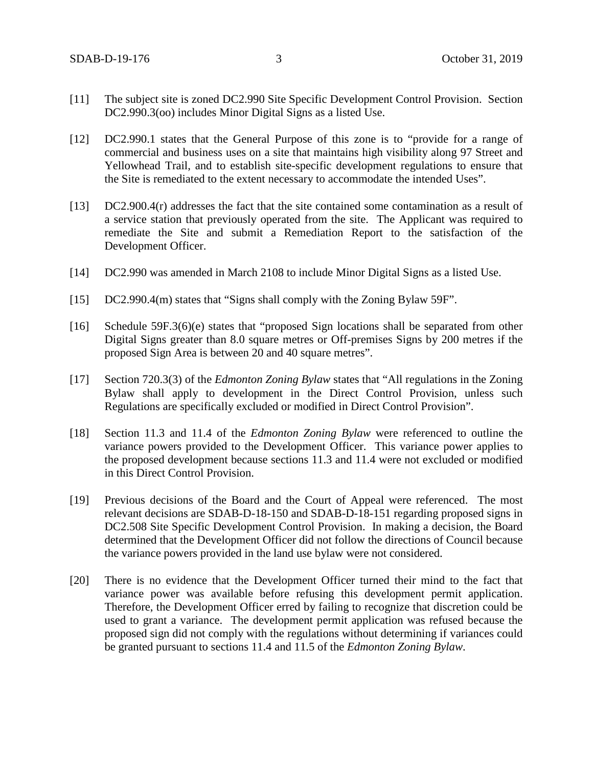[11] The subject site is zoned DC2.990 Site Specific Development Control Provision. Section DC2.990.3(oo) includes Minor Digital Signs as a listed Use.

[12] DC2.990.1 states that the General Purpose of this zone is to "provide for a range of commercial and business uses on a site that maintains high visibility along 97 Street and Yellowhead Trail, and to establish site-specific development regulations to ensure that the Site is remediated to the extent necessary to accommodate the intended Uses".

[13] DC2.900.4(r) addresses the fact that the site contained some contamination as a result of a service station that previously operated from the site. The Applicant was required to remediate the Site and submit a Remediation Report to the satisfaction of the Development Officer.

[14] DC2.990 was amended in March 2108 to include Minor Digital Signs as a listed Use.

[15] DC2.990.4(m) states that "Signs shall comply with the Zoning Bylaw 59F".

[16] Schedule 59F.3(6)(e) states that "proposed Sign locations shall be separated from other Digital Signs greater than 8.0 square metres or Off-premises Signs by 200 metres if the proposed Sign Area is between 20 and 40 square metres".

[17] Section 720.3(3) of the *Edmonton Zoning Bylaw* states that "All regulations in the Zoning Bylaw shall apply to development in the Direct Control Provision, unless such Regulations are specifically excluded or modified in Direct Control Provision".

[18] Section 11.3 and 11.4 of the *Edmonton Zoning Bylaw* were referenced to outline the variance powers provided to the Development Officer. This variance power applies to the proposed development because sections 11.3 and 11.4 were not excluded or modified in this Direct Control Provision.

[19] Previous decisions of the Board and the Court of Appeal were referenced. The most relevant decisions are SDAB-D-18-150 and SDAB-D-18-151 regarding proposed signs in DC2.508 Site Specific Development Control Provision. In making a decision, the Board determined that the Development Officer did not follow the directions of Council because the variance powers provided in the land use bylaw were not considered.

[20] There is no evidence that the Development Officer turned their mind to the fact that variance power was available before refusing this development permit application. Therefore, the Development Officer erred by failing to recognize that discretion could be used to grant a variance. The development permit application was refused because the proposed sign did not comply with the regulations without determining if variances could be granted pursuant to sections 11.4 and 11.5 of the *Edmonton Zoning Bylaw*.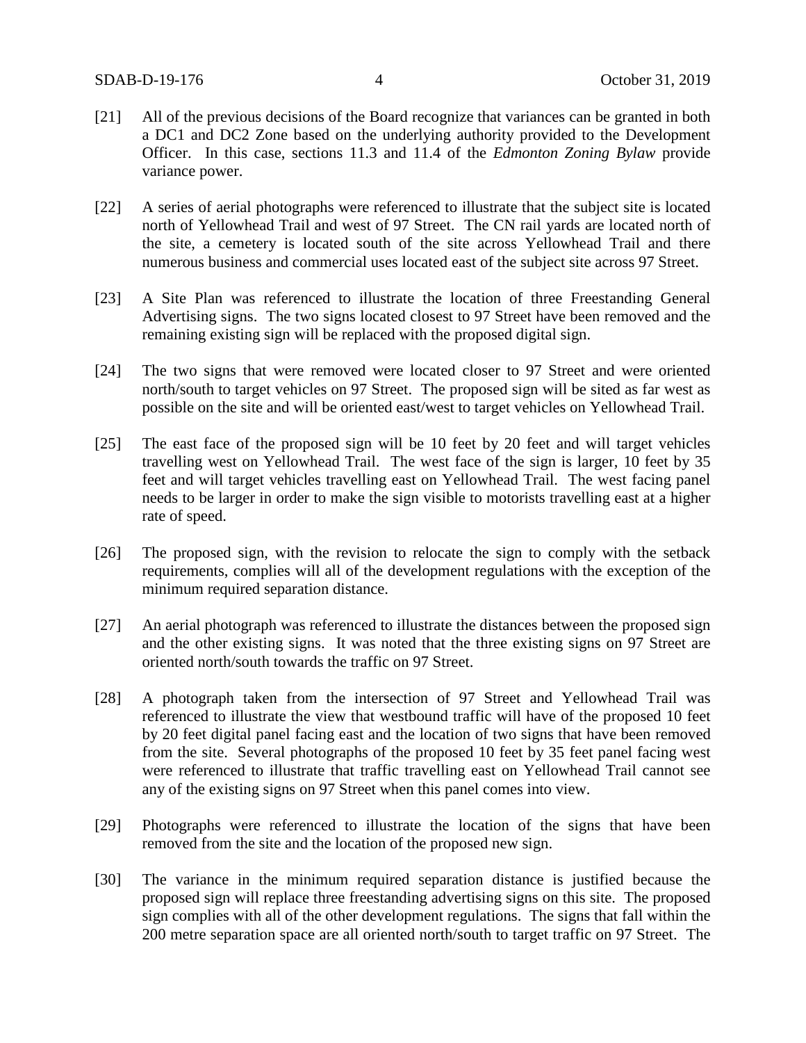[21] All of the previous decisions of the Board recognize that variances can be granted in both a DC1 and DC2 Zone based on the underlying authority provided to the Development Officer. In this case, sections 11.3 and 11.4 of the *Edmonton Zoning Bylaw* provide variance power.

[22] A series of aerial photographs were referenced to illustrate that the subject site is located north of Yellowhead Trail and west of 97 Street. The CN rail yards are located north of the site, a cemetery is located south of the site across Yellowhead Trail and there numerous business and commercial uses located east of the subject site across 97 Street.

[23] A Site Plan was referenced to illustrate the location of three Freestanding General Advertising signs. The two signs located closest to 97 Street have been removed and the remaining existing sign will be replaced with the proposed digital sign.

[24] The two signs that were removed were located closer to 97 Street and were oriented north/south to target vehicles on 97 Street. The proposed sign will be sited as far west as possible on the site and will be oriented east/west to target vehicles on Yellowhead Trail.

[25] The east face of the proposed sign will be 10 feet by 20 feet and will target vehicles travelling west on Yellowhead Trail. The west face of the sign is larger, 10 feet by 35 feet and will target vehicles travelling east on Yellowhead Trail. The west facing panel needs to be larger in order to make the sign visible to motorists travelling east at a higher rate of speed.

[26] The proposed sign, with the revision to relocate the sign to comply with the setback requirements, complies will all of the development regulations with the exception of the minimum required separation distance.

[27] An aerial photograph was referenced to illustrate the distances between the proposed sign and the other existing signs. It was noted that the three existing signs on 97 Street are oriented north/south towards the traffic on 97 Street.

[28] A photograph taken from the intersection of 97 Street and Yellowhead Trail was referenced to illustrate the view that westbound traffic will have of the proposed 10 feet by 20 feet digital panel facing east and the location of two signs that have been removed from the site. Several photographs of the proposed 10 feet by 35 feet panel facing west were referenced to illustrate that traffic travelling east on Yellowhead Trail cannot see any of the existing signs on 97 Street when this panel comes into view.

[29] Photographs were referenced to illustrate the location of the signs that have been removed from the site and the location of the proposed new sign.

[30] The variance in the minimum required separation distance is justified because the proposed sign will replace three freestanding advertising signs on this site. The proposed sign complies with all of the other development regulations. The signs that fall within the 200 metre separation space are all oriented north/south to target traffic on 97 Street. The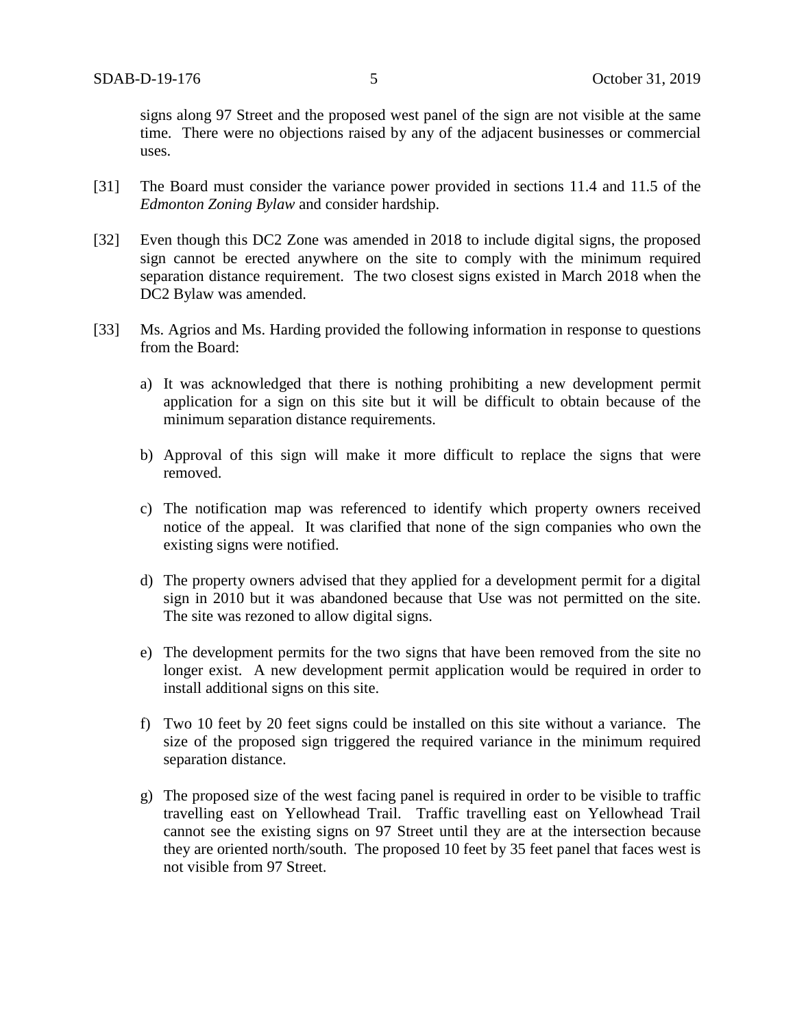signs along 97 Street and the proposed west panel of the sign are not visible at the same time. There were no objections raised by any of the adjacent businesses or commercial uses.

[31] The Board must consider the variance power provided in sections 11.4 and 11.5 of the *Edmonton Zoning Bylaw* and consider hardship.

[32] Even though this DC2 Zone was amended in 2018 to include digital signs, the proposed sign cannot be erected anywhere on the site to comply with the minimum required separation distance requirement. The two closest signs existed in March 2018 when the DC2 Bylaw was amended.

[33] Ms. Agrios and Ms. Harding provided the following information in response to questions from the Board:

a) It was acknowledged that there is nothing prohibiting a new development permit application for a sign on this site but it will be difficult to obtain because of the minimum separation distance requirements.

b) Approval of this sign will make it more difficult to replace the signs that were removed.

c) The notification map was referenced to identify which property owners received notice of the appeal. It was clarified that none of the sign companies who own the existing signs were notified.

d) The property owners advised that they applied for a development permit for a digital sign in 2010 but it was abandoned because that Use was not permitted on the site. The site was rezoned to allow digital signs.

e) The development permits for the two signs that have been removed from the site no longer exist. A new development permit application would be required in order to install additional signs on this site.

f) Two 10 feet by 20 feet signs could be installed on this site without a variance. The size of the proposed sign triggered the required variance in the minimum required separation distance.

g) The proposed size of the west facing panel is required in order to be visible to traffic travelling east on Yellowhead Trail. Traffic travelling east on Yellowhead Trail cannot see the existing signs on 97 Street until they are at the intersection because they are oriented north/south. The proposed 10 feet by 35 feet panel that faces west is not visible from 97 Street.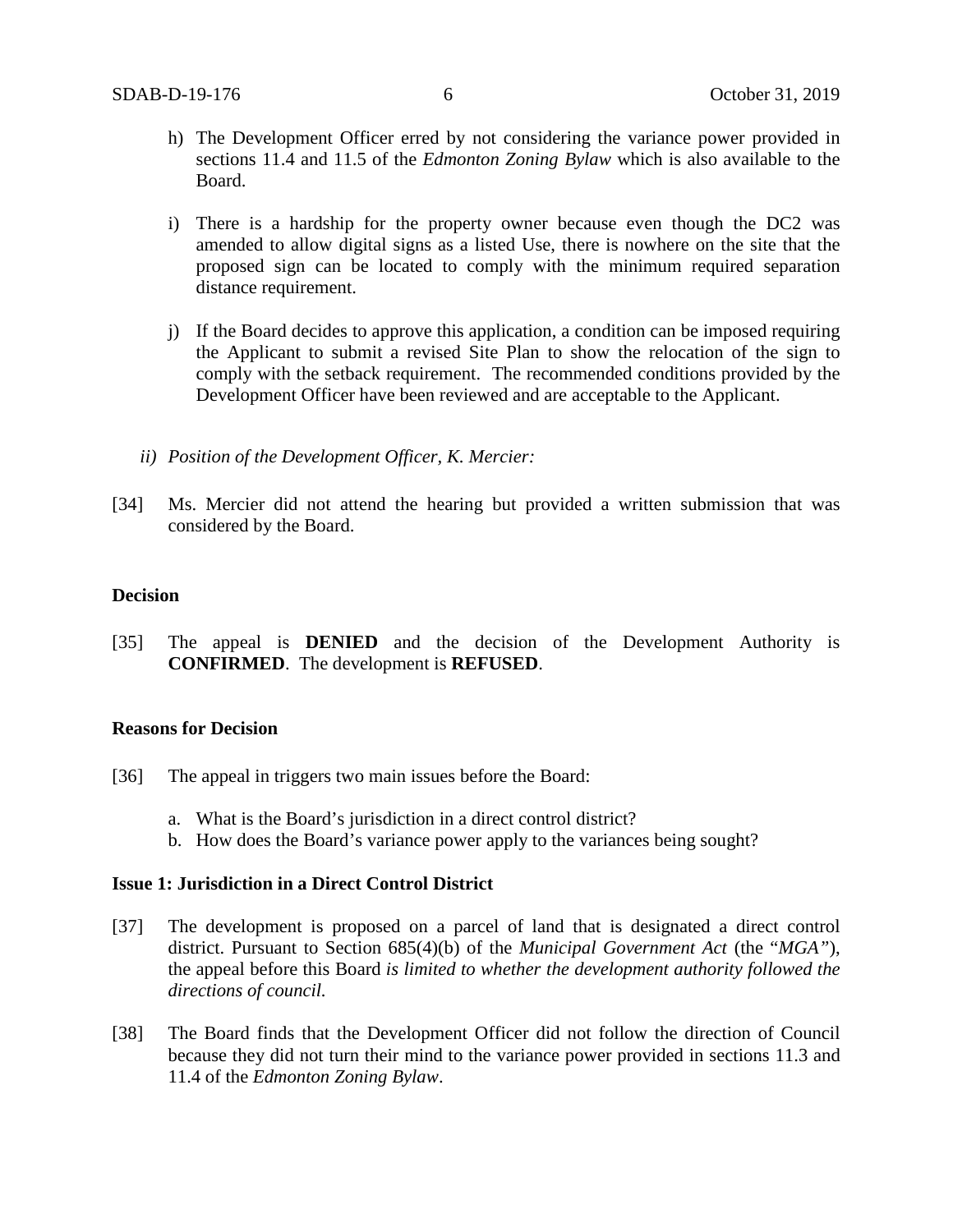h) The Development Officer erred by not considering the variance power provided in sections 11.4 and 11.5 of the *Edmonton Zoning Bylaw* which is also available to the Board.

i) There is a hardship for the property owner because even though the DC2 was amended to allow digital signs as a listed Use, there is nowhere on the site that the proposed sign can be located to comply with the minimum required separation distance requirement.

j) If the Board decides to approve this application, a condition can be imposed requiring the Applicant to submit a revised Site Plan to show the relocation of the sign to comply with the setback requirement. The recommended conditions provided by the Development Officer have been reviewed and are acceptable to the Applicant.

*ii) Position of the Development Officer, K. Mercier:*

[34] Ms. Mercier did not attend the hearing but provided a written submission that was considered by the Board.

**Decision**

[35] The appeal is **DENIED** and the decision of the Development Authority is **CONFIRMED**. The development is **REFUSED**.

**Reasons for Decision**

[36] The appeal in triggers two main issues before the Board:

a. What is the Board's jurisdiction in a direct control district?
b. How does the Board's variance power apply to the variances being sought?

**Issue 1: Jurisdiction in a Direct Control District**

[37] The development is proposed on a parcel of land that is designated a direct control district. Pursuant to Section 685(4)(b) of the *Municipal Government Act* (the "*MGA*"), the appeal before this Board *is limited to whether the development authority followed the directions of council.*

[38] The Board finds that the Development Officer did not follow the direction of Council because they did not turn their mind to the variance power provided in sections 11.3 and 11.4 of the *Edmonton Zoning Bylaw*.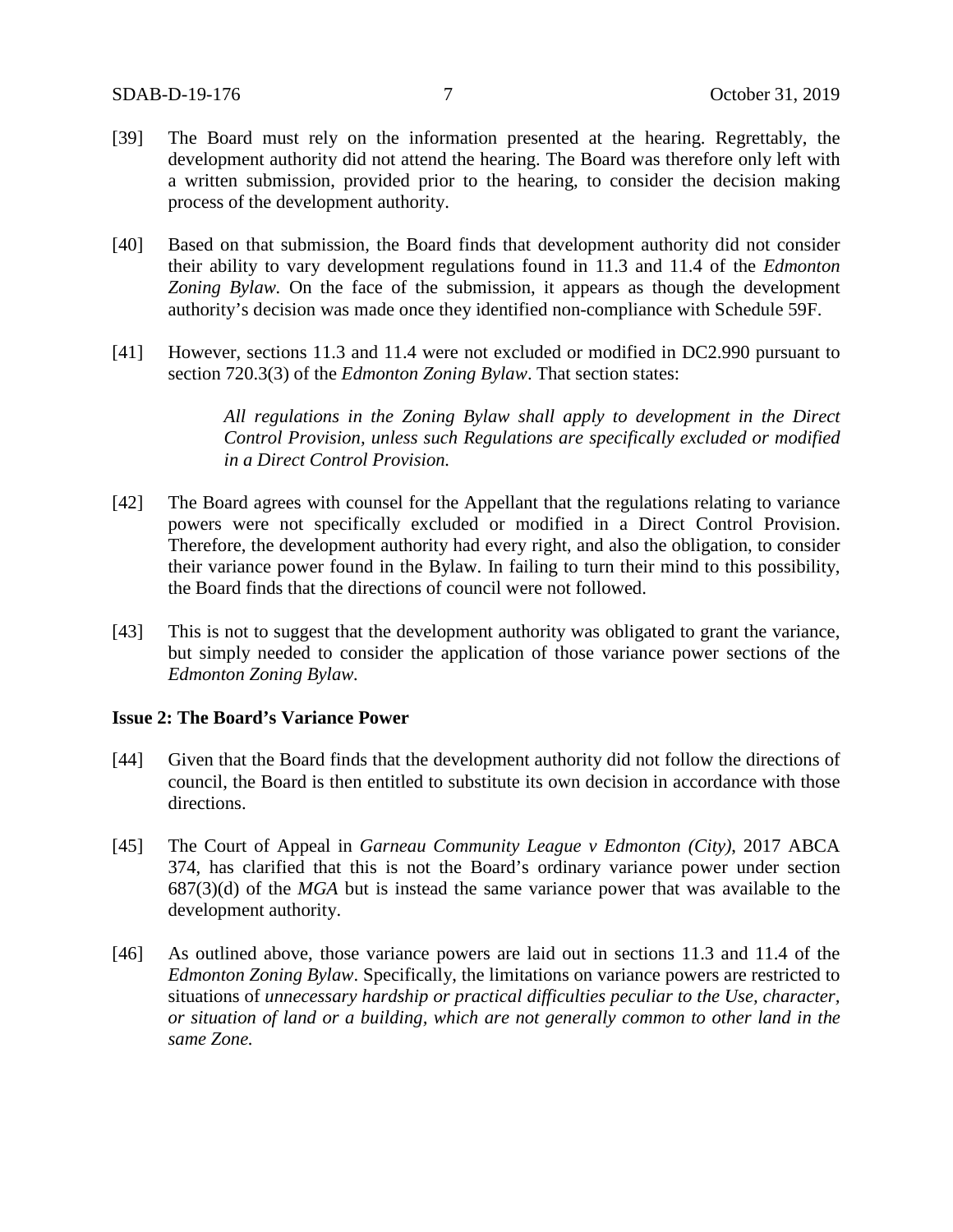[39] The Board must rely on the information presented at the hearing. Regrettably, the development authority did not attend the hearing. The Board was therefore only left with a written submission, provided prior to the hearing, to consider the decision making process of the development authority.

[40] Based on that submission, the Board finds that development authority did not consider their ability to vary development regulations found in 11.3 and 11.4 of the *Edmonton Zoning Bylaw*. On the face of the submission, it appears as though the development authority's decision was made once they identified non-compliance with Schedule 59F.

[41] However, sections 11.3 and 11.4 were not excluded or modified in DC2.990 pursuant to section 720.3(3) of the *Edmonton Zoning Bylaw*. That section states:

> *All regulations in the Zoning Bylaw shall apply to development in the Direct Control Provision, unless such Regulations are specifically excluded or modified in a Direct Control Provision.*

[42] The Board agrees with counsel for the Appellant that the regulations relating to variance powers were not specifically excluded or modified in a Direct Control Provision. Therefore, the development authority had every right, and also the obligation, to consider their variance power found in the Bylaw. In failing to turn their mind to this possibility, the Board finds that the directions of council were not followed.

[43] This is not to suggest that the development authority was obligated to grant the variance, but simply needed to consider the application of those variance power sections of the *Edmonton Zoning Bylaw.*

**Issue 2: The Board's Variance Power**

[44] Given that the Board finds that the development authority did not follow the directions of council, the Board is then entitled to substitute its own decision in accordance with those directions.

[45] The Court of Appeal in *Garneau Community League v Edmonton (City)*, 2017 ABCA 374, has clarified that this is not the Board's ordinary variance power under section 687(3)(d) of the *MGA* but is instead the same variance power that was available to the development authority.

[46] As outlined above, those variance powers are laid out in sections 11.3 and 11.4 of the *Edmonton Zoning Bylaw*. Specifically, the limitations on variance powers are restricted to situations of *unnecessary hardship or practical difficulties peculiar to the Use, character, or situation of land or a building, which are not generally common to other land in the same Zone.*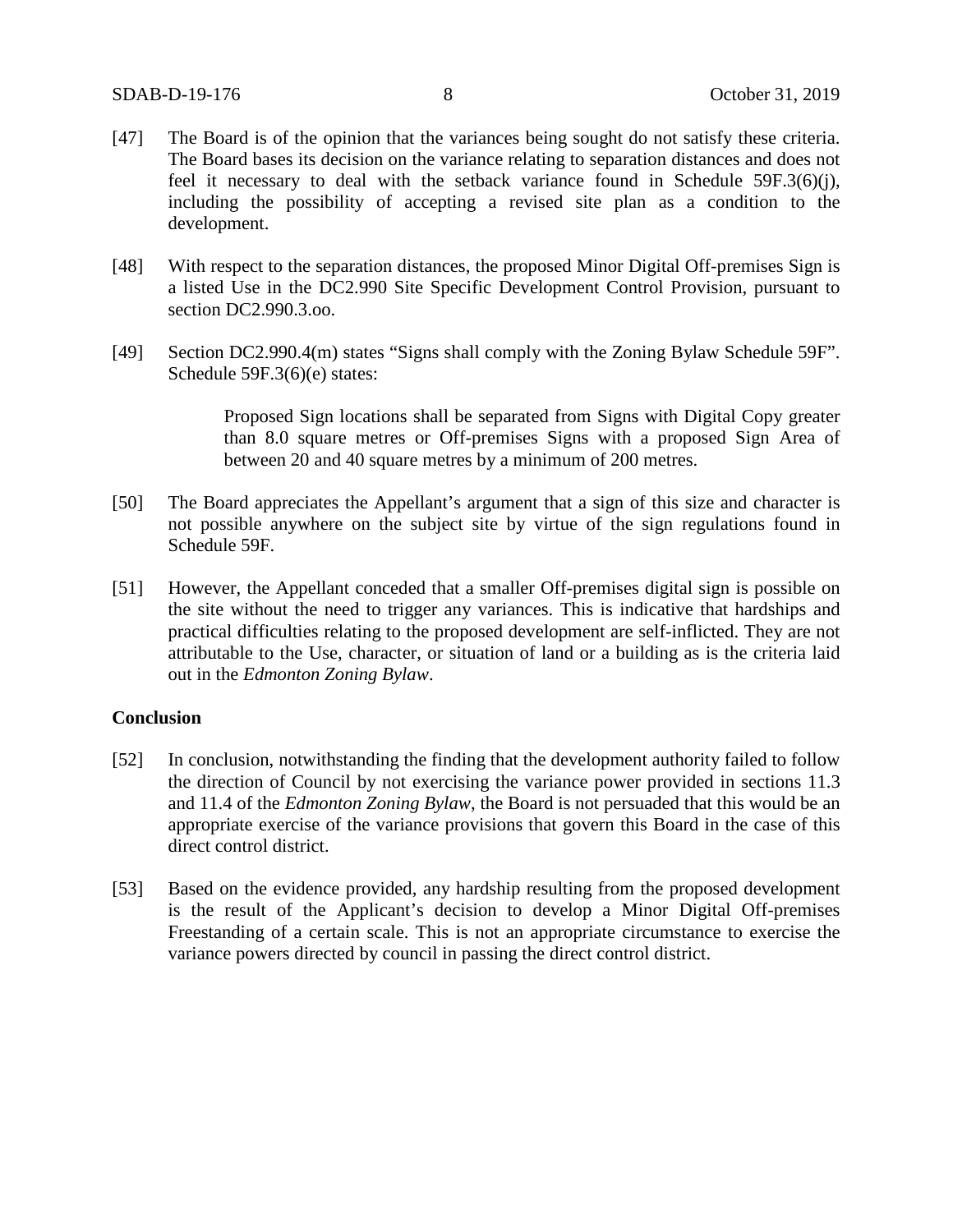[47] The Board is of the opinion that the variances being sought do not satisfy these criteria. The Board bases its decision on the variance relating to separation distances and does not feel it necessary to deal with the setback variance found in Schedule 59F.3(6)(j), including the possibility of accepting a revised site plan as a condition to the development.

[48] With respect to the separation distances, the proposed Minor Digital Off-premises Sign is a listed Use in the DC2.990 Site Specific Development Control Provision, pursuant to section DC2.990.3.oo.

[49] Section DC2.990.4(m) states "Signs shall comply with the Zoning Bylaw Schedule 59F". Schedule 59F.3(6)(e) states:

> Proposed Sign locations shall be separated from Signs with Digital Copy greater than 8.0 square metres or Off-premises Signs with a proposed Sign Area of between 20 and 40 square metres by a minimum of 200 metres.

[50] The Board appreciates the Appellant's argument that a sign of this size and character is not possible anywhere on the subject site by virtue of the sign regulations found in Schedule 59F.

[51] However, the Appellant conceded that a smaller Off-premises digital sign is possible on the site without the need to trigger any variances. This is indicative that hardships and practical difficulties relating to the proposed development are self-inflicted. They are not attributable to the Use, character, or situation of land or a building as is the criteria laid out in the *Edmonton Zoning Bylaw*.

**Conclusion**

[52] In conclusion, notwithstanding the finding that the development authority failed to follow the direction of Council by not exercising the variance power provided in sections 11.3 and 11.4 of the *Edmonton Zoning Bylaw*, the Board is not persuaded that this would be an appropriate exercise of the variance provisions that govern this Board in the case of this direct control district.

[53] Based on the evidence provided, any hardship resulting from the proposed development is the result of the Applicant's decision to develop a Minor Digital Off-premises Freestanding of a certain scale. This is not an appropriate circumstance to exercise the variance powers directed by council in passing the direct control district.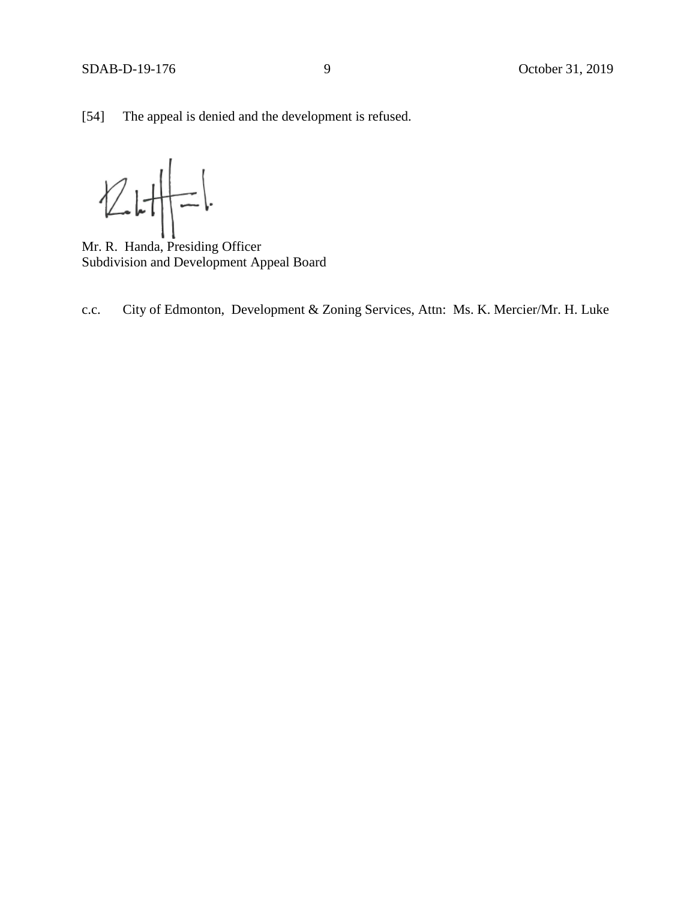[54] The appeal is denied and the development is refused.

Mr. R. Handa, Presiding Officer
Subdivision and Development Appeal Board

c.c. City of Edmonton, Development & Zoning Services, Attn: Ms. K. Mercier/Mr. H. Luke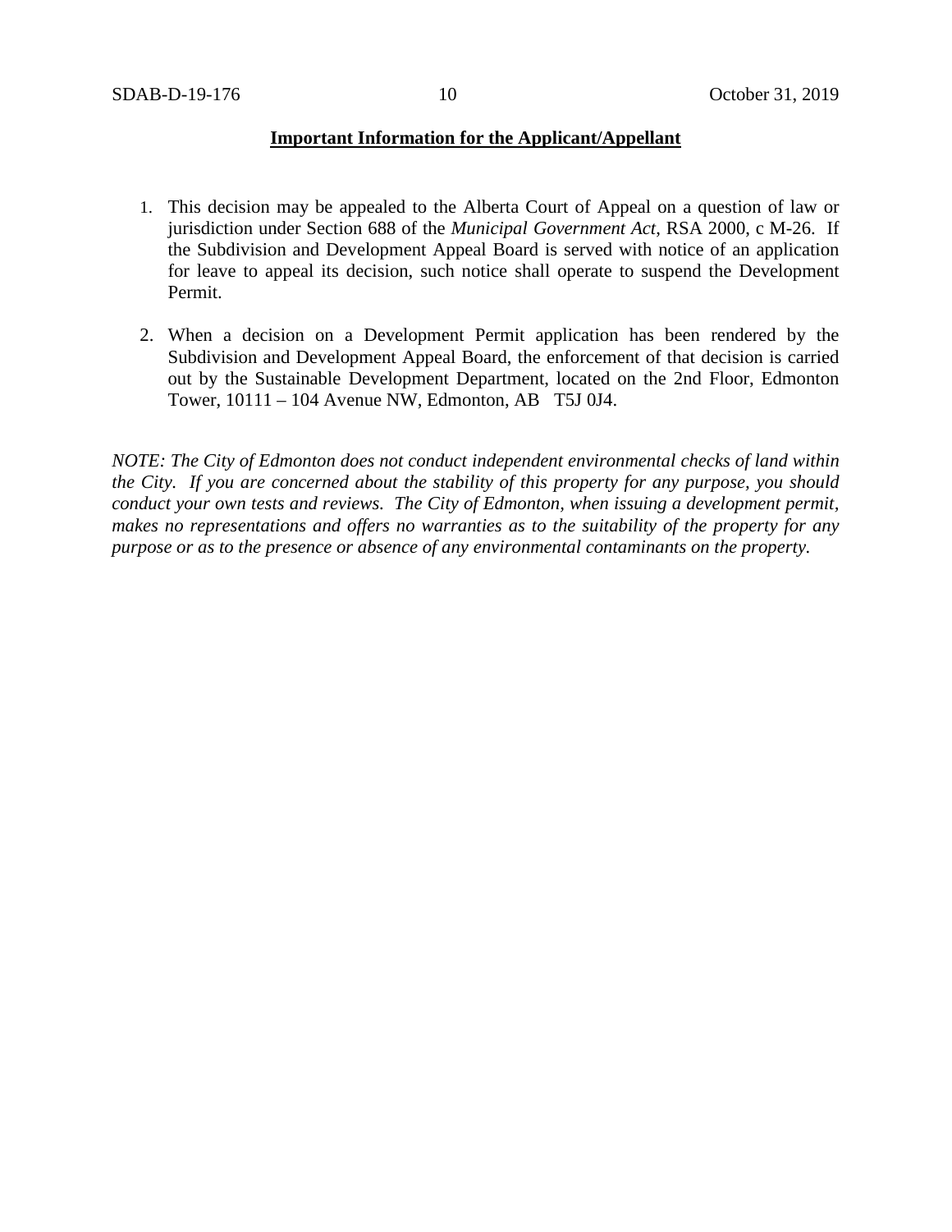**Important Information for the Applicant/Appellant**

1. This decision may be appealed to the Alberta Court of Appeal on a question of law or jurisdiction under Section 688 of the *Municipal Government Act*, RSA 2000, c M-26. If the Subdivision and Development Appeal Board is served with notice of an application for leave to appeal its decision, such notice shall operate to suspend the Development Permit.

2. When a decision on a Development Permit application has been rendered by the Subdivision and Development Appeal Board, the enforcement of that decision is carried out by the Sustainable Development Department, located on the 2nd Floor, Edmonton Tower, 10111 – 104 Avenue NW, Edmonton, AB T5J 0J4.

*NOTE: The City of Edmonton does not conduct independent environmental checks of land within the City. If you are concerned about the stability of this property for any purpose, you should conduct your own tests and reviews. The City of Edmonton, when issuing a development permit, makes no representations and offers no warranties as to the suitability of the property for any purpose or as to the presence or absence of any environmental contaminants on the property.*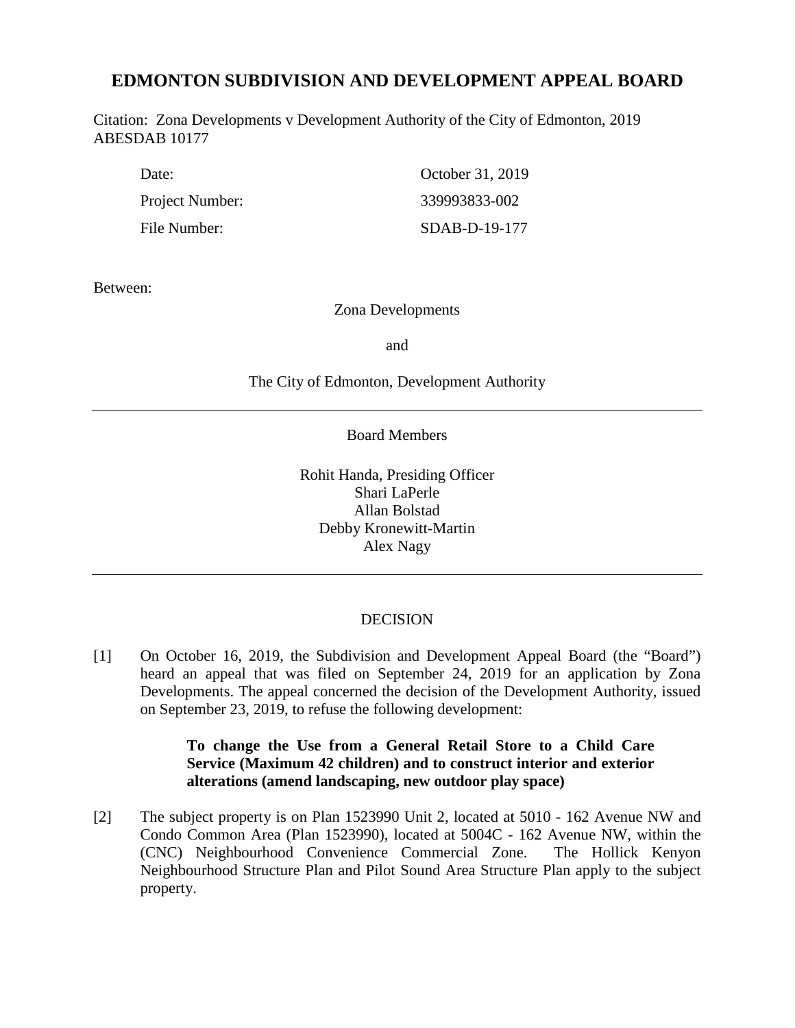# EDMONTON SUBDIVISION AND DEVELOPMENT APPEAL BOARD

Citation: Zona Developments v Development Authority of the City of Edmonton, 2019 ABESDAB 10177

| | |
|---|---|
| Date: | October 31, 2019 |
| Project Number: | 339993833-002 |
| File Number: | SDAB-D-19-177 |

Between:

Zona Developments

and

The City of Edmonton, Development Authority

---

Board Members

Rohit Handa, Presiding Officer
Shari LaPerle
Allan Bolstad
Debby Kronewitt-Martin
Alex Nagy

---

## DECISION

[1] On October 16, 2019, the Subdivision and Development Appeal Board (the "Board") heard an appeal that was filed on September 24, 2019 for an application by Zona Developments. The appeal concerned the decision of the Development Authority, issued on September 23, 2019, to refuse the following development:

> **To change the Use from a General Retail Store to a Child Care Service (Maximum 42 children) and to construct interior and exterior alterations (amend landscaping, new outdoor play space)**

[2] The subject property is on Plan 1523990 Unit 2, located at 5010 - 162 Avenue NW and Condo Common Area (Plan 1523990), located at 5004C - 162 Avenue NW, within the (CNC) Neighbourhood Convenience Commercial Zone. The Hollick Kenyon Neighbourhood Structure Plan and Pilot Sound Area Structure Plan apply to the subject property.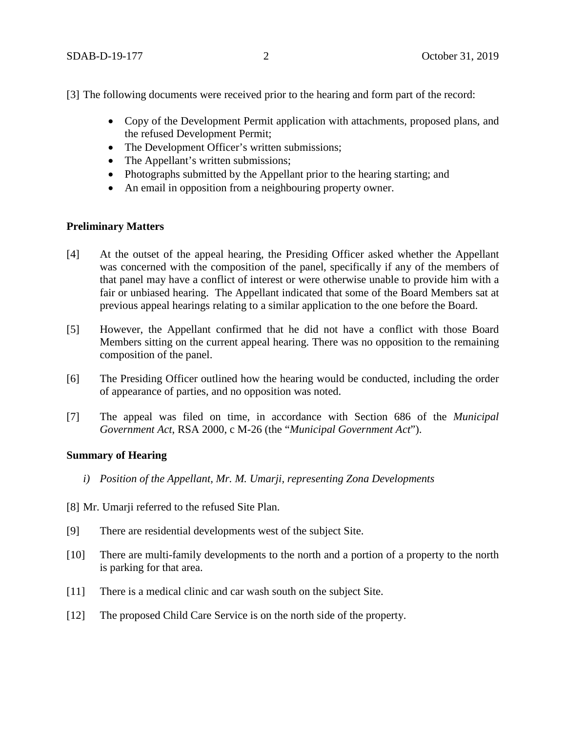[3] The following documents were received prior to the hearing and form part of the record:

- Copy of the Development Permit application with attachments, proposed plans, and the refused Development Permit;
- The Development Officer's written submissions;
- The Appellant's written submissions;
- Photographs submitted by the Appellant prior to the hearing starting; and
- An email in opposition from a neighbouring property owner.

**Preliminary Matters**

[4] At the outset of the appeal hearing, the Presiding Officer asked whether the Appellant was concerned with the composition of the panel, specifically if any of the members of that panel may have a conflict of interest or were otherwise unable to provide him with a fair or unbiased hearing. The Appellant indicated that some of the Board Members sat at previous appeal hearings relating to a similar application to the one before the Board.

[5] However, the Appellant confirmed that he did not have a conflict with those Board Members sitting on the current appeal hearing. There was no opposition to the remaining composition of the panel.

[6] The Presiding Officer outlined how the hearing would be conducted, including the order of appearance of parties, and no opposition was noted.

[7] The appeal was filed on time, in accordance with Section 686 of the *Municipal Government Act*, RSA 2000, c M-26 (the "*Municipal Government Act*").

**Summary of Hearing**

*i) Position of the Appellant, Mr. M. Umarji, representing Zona Developments*

[8] Mr. Umarji referred to the refused Site Plan.

[9] There are residential developments west of the subject Site.

[10] There are multi-family developments to the north and a portion of a property to the north is parking for that area.

[11] There is a medical clinic and car wash south on the subject Site.

[12] The proposed Child Care Service is on the north side of the property.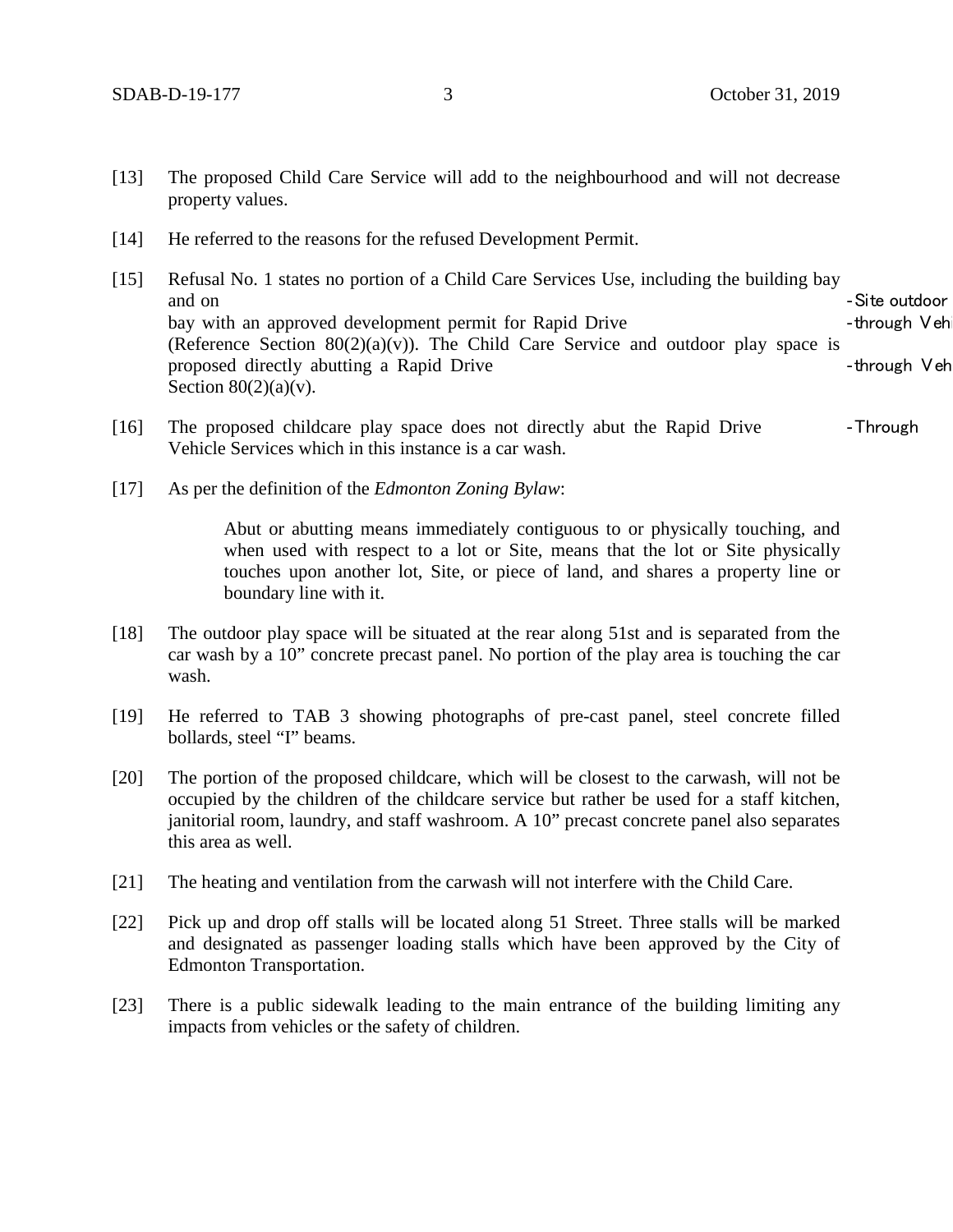[13] The proposed Child Care Service will add to the neighbourhood and will not decrease property values.

[14] He referred to the reasons for the refused Development Permit.

[15] Refusal No. 1 states no portion of a Child Care Services Use, including the building bay and on-Site outdoor bay with an approved development permit for Rapid Drive-through Vehi (Reference Section 80(2)(a)(v)). The Child Care Service and outdoor play space is proposed directly abutting a Rapid Drive-through Veh Section 80(2)(a)(v).

[16] The proposed childcare play space does not directly abut the Rapid Drive-Through Vehicle Services which in this instance is a car wash.

[17] As per the definition of the *Edmonton Zoning Bylaw*:

> Abut or abutting means immediately contiguous to or physically touching, and when used with respect to a lot or Site, means that the lot or Site physically touches upon another lot, Site, or piece of land, and shares a property line or boundary line with it.

[18] The outdoor play space will be situated at the rear along 51st and is separated from the car wash by a 10" concrete precast panel. No portion of the play area is touching the car wash.

[19] He referred to TAB 3 showing photographs of pre-cast panel, steel concrete filled bollards, steel "I" beams.

[20] The portion of the proposed childcare, which will be closest to the carwash, will not be occupied by the children of the childcare service but rather be used for a staff kitchen, janitorial room, laundry, and staff washroom. A 10" precast concrete panel also separates this area as well.

[21] The heating and ventilation from the carwash will not interfere with the Child Care.

[22] Pick up and drop off stalls will be located along 51 Street. Three stalls will be marked and designated as passenger loading stalls which have been approved by the City of Edmonton Transportation.

[23] There is a public sidewalk leading to the main entrance of the building limiting any impacts from vehicles or the safety of children.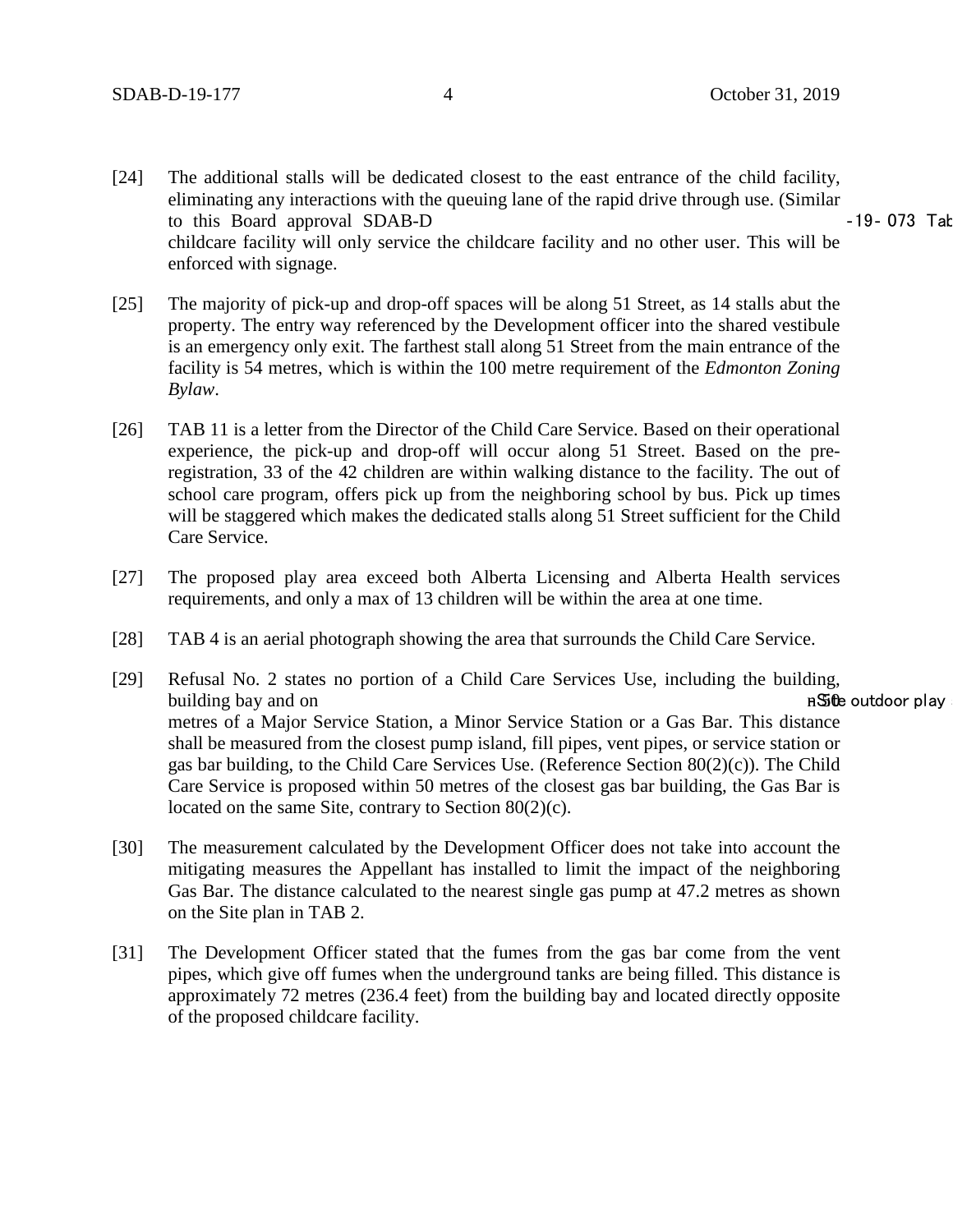[24] The additional stalls will be dedicated closest to the east entrance of the child facility, eliminating any interactions with the queuing lane of the rapid drive through use. (Similar to this Board approval SDAB-D-19-073 Tab childcare facility will only service the childcare facility and no other user. This will be enforced with signage.

[25] The majority of pick-up and drop-off spaces will be along 51 Street, as 14 stalls abut the property. The entry way referenced by the Development officer into the shared vestibule is an emergency only exit. The farthest stall along 51 Street from the main entrance of the facility is 54 metres, which is within the 100 metre requirement of the *Edmonton Zoning Bylaw*.

[26] TAB 11 is a letter from the Director of the Child Care Service. Based on their operational experience, the pick-up and drop-off will occur along 51 Street. Based on the pre-registration, 33 of the 42 children are within walking distance to the facility. The out of school care program, offers pick up from the neighboring school by bus. Pick up times will be staggered which makes the dedicated stalls along 51 Street sufficient for the Child Care Service.

[27] The proposed play area exceed both Alberta Licensing and Alberta Health services requirements, and only a max of 13 children will be within the area at one time.

[28] TAB 4 is an aerial photograph showing the area that surrounds the Child Care Service.

[29] Refusal No. 2 states no portion of a Child Care Services Use, including the building, building bay and on-Site outdoor play 50 metres of a Major Service Station, a Minor Service Station or a Gas Bar. This distance shall be measured from the closest pump island, fill pipes, vent pipes, or service station or gas bar building, to the Child Care Services Use. (Reference Section 80(2)(c)). The Child Care Service is proposed within 50 metres of the closest gas bar building, the Gas Bar is located on the same Site, contrary to Section 80(2)(c).

[30] The measurement calculated by the Development Officer does not take into account the mitigating measures the Appellant has installed to limit the impact of the neighboring Gas Bar. The distance calculated to the nearest single gas pump at 47.2 metres as shown on the Site plan in TAB 2.

[31] The Development Officer stated that the fumes from the gas bar come from the vent pipes, which give off fumes when the underground tanks are being filled. This distance is approximately 72 metres (236.4 feet) from the building bay and located directly opposite of the proposed childcare facility.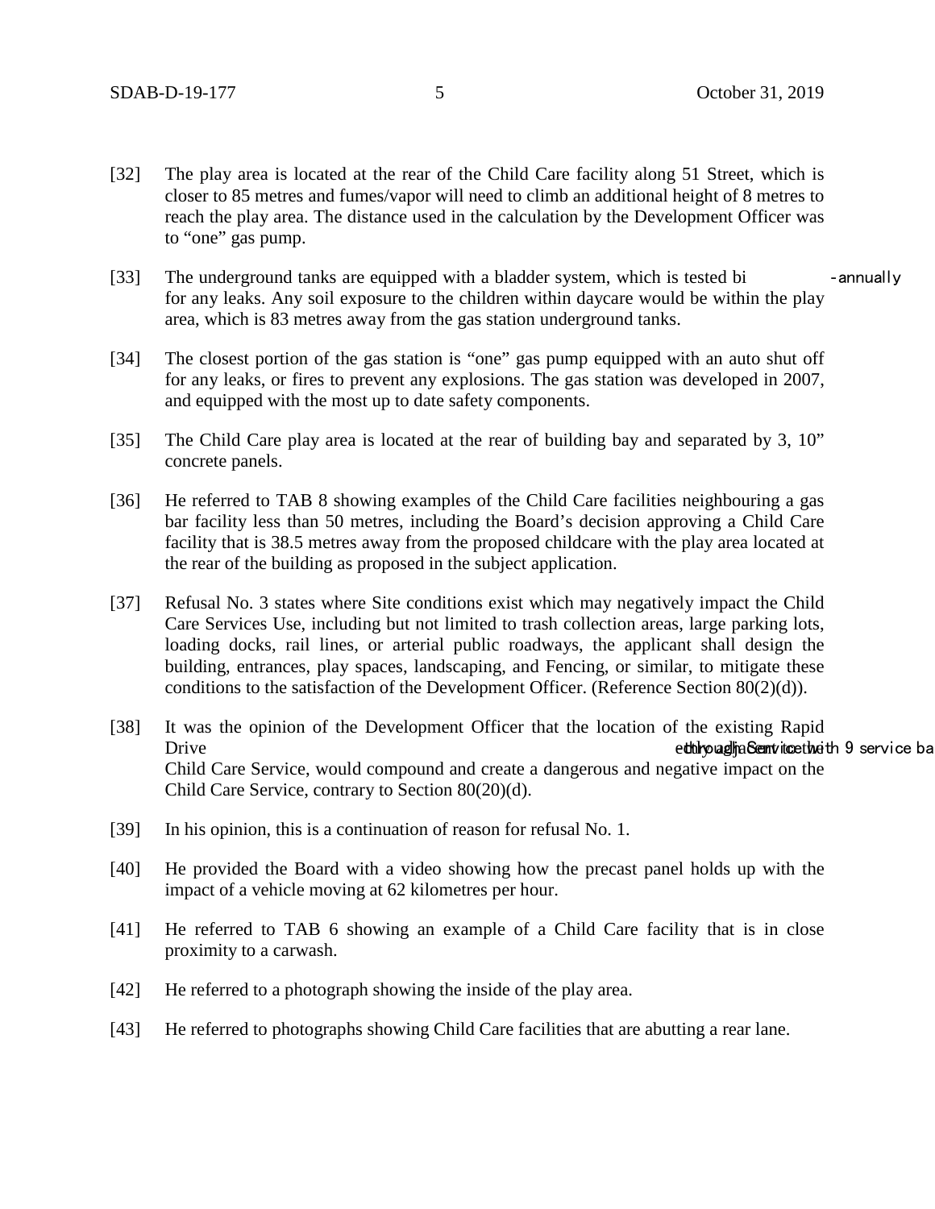[32] The play area is located at the rear of the Child Care facility along 51 Street, which is closer to 85 metres and fumes/vapor will need to climb an additional height of 8 metres to reach the play area. The distance used in the calculation by the Development Officer was to "one" gas pump.

[33] The underground tanks are equipped with a bladder system, which is tested bi-annually for any leaks. Any soil exposure to the children within daycare would be within the play area, which is 83 metres away from the gas station underground tanks.

[34] The closest portion of the gas station is "one" gas pump equipped with an auto shut off for any leaks, or fires to prevent any explosions. The gas station was developed in 2007, and equipped with the most up to date safety components.

[35] The Child Care play area is located at the rear of building bay and separated by 3, 10" concrete panels.

[36] He referred to TAB 8 showing examples of the Child Care facilities neighbouring a gas bar facility less than 50 metres, including the Board's decision approving a Child Care facility that is 38.5 metres away from the proposed childcare with the play area located at the rear of the building as proposed in the subject application.

[37] Refusal No. 3 states where Site conditions exist which may negatively impact the Child Care Services Use, including but not limited to trash collection areas, large parking lots, loading docks, rail lines, or arterial public roadways, the applicant shall design the building, entrances, play spaces, landscaping, and Fencing, or similar, to mitigate these conditions to the satisfaction of the Development Officer. (Reference Section 80(2)(d)).

[38] It was the opinion of the Development Officer that the location of the existing Rapid Drive through Service with 9 service ba adjacent the Child Care Service, would compound and create a dangerous and negative impact on the Child Care Service, contrary to Section 80(20)(d).

[39] In his opinion, this is a continuation of reason for refusal No. 1.

[40] He provided the Board with a video showing how the precast panel holds up with the impact of a vehicle moving at 62 kilometres per hour.

[41] He referred to TAB 6 showing an example of a Child Care facility that is in close proximity to a carwash.

[42] He referred to a photograph showing the inside of the play area.

[43] He referred to photographs showing Child Care facilities that are abutting a rear lane.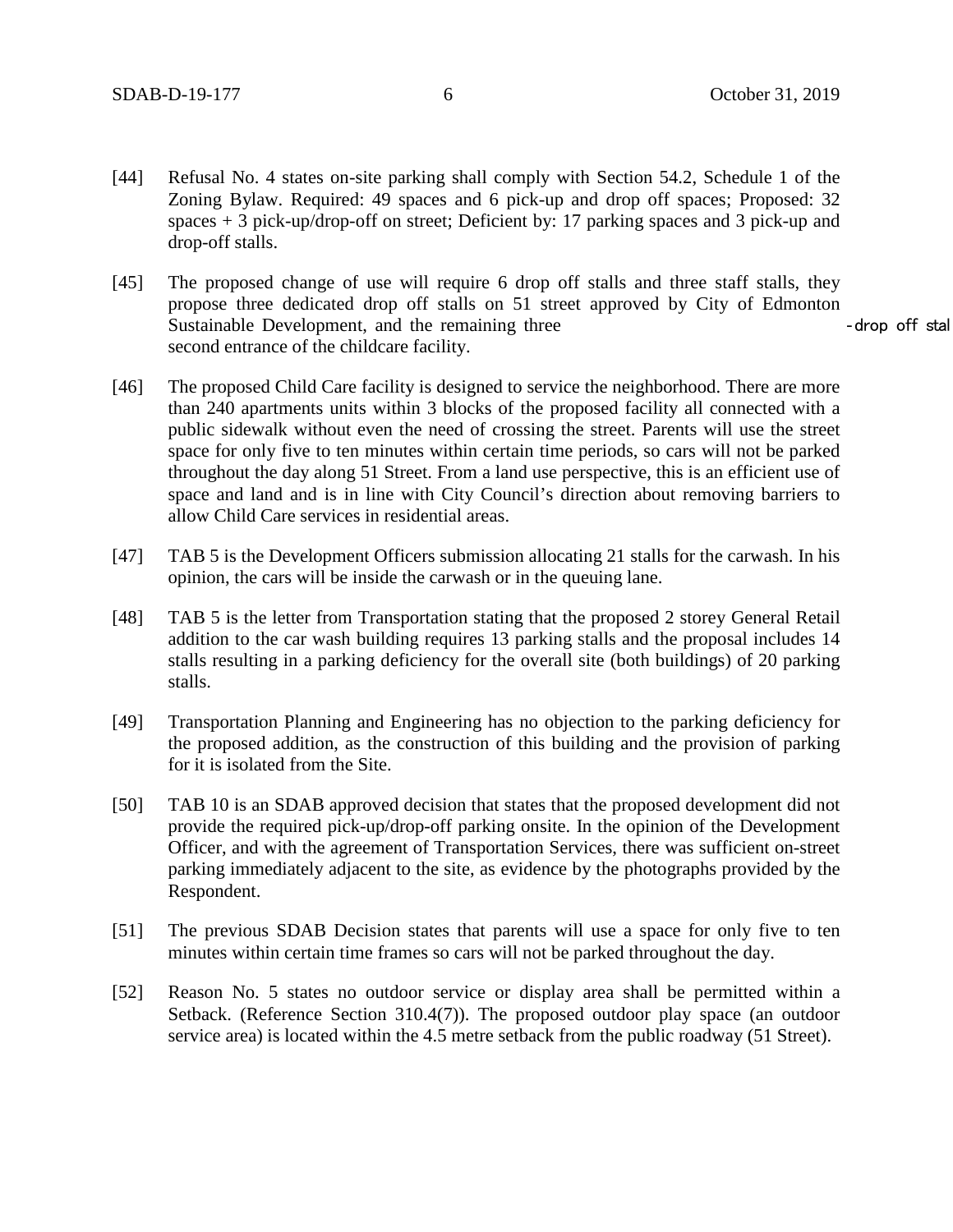[44] Refusal No. 4 states on-site parking shall comply with Section 54.2, Schedule 1 of the Zoning Bylaw. Required: 49 spaces and 6 pick-up and drop off spaces; Proposed: 32 spaces + 3 pick-up/drop-off on street; Deficient by: 17 parking spaces and 3 pick-up and drop-off stalls.

[45] The proposed change of use will require 6 drop off stalls and three staff stalls, they propose three dedicated drop off stalls on 51 street approved by City of Edmonton Sustainable Development, and the remaining three -drop off stal second entrance of the childcare facility.

[46] The proposed Child Care facility is designed to service the neighborhood. There are more than 240 apartments units within 3 blocks of the proposed facility all connected with a public sidewalk without even the need of crossing the street. Parents will use the street space for only five to ten minutes within certain time periods, so cars will not be parked throughout the day along 51 Street. From a land use perspective, this is an efficient use of space and land and is in line with City Council's direction about removing barriers to allow Child Care services in residential areas.

[47] TAB 5 is the Development Officers submission allocating 21 stalls for the carwash. In his opinion, the cars will be inside the carwash or in the queuing lane.

[48] TAB 5 is the letter from Transportation stating that the proposed 2 storey General Retail addition to the car wash building requires 13 parking stalls and the proposal includes 14 stalls resulting in a parking deficiency for the overall site (both buildings) of 20 parking stalls.

[49] Transportation Planning and Engineering has no objection to the parking deficiency for the proposed addition, as the construction of this building and the provision of parking for it is isolated from the Site.

[50] TAB 10 is an SDAB approved decision that states that the proposed development did not provide the required pick-up/drop-off parking onsite. In the opinion of the Development Officer, and with the agreement of Transportation Services, there was sufficient on-street parking immediately adjacent to the site, as evidence by the photographs provided by the Respondent.

[51] The previous SDAB Decision states that parents will use a space for only five to ten minutes within certain time frames so cars will not be parked throughout the day.

[52] Reason No. 5 states no outdoor service or display area shall be permitted within a Setback. (Reference Section 310.4(7)). The proposed outdoor play space (an outdoor service area) is located within the 4.5 metre setback from the public roadway (51 Street).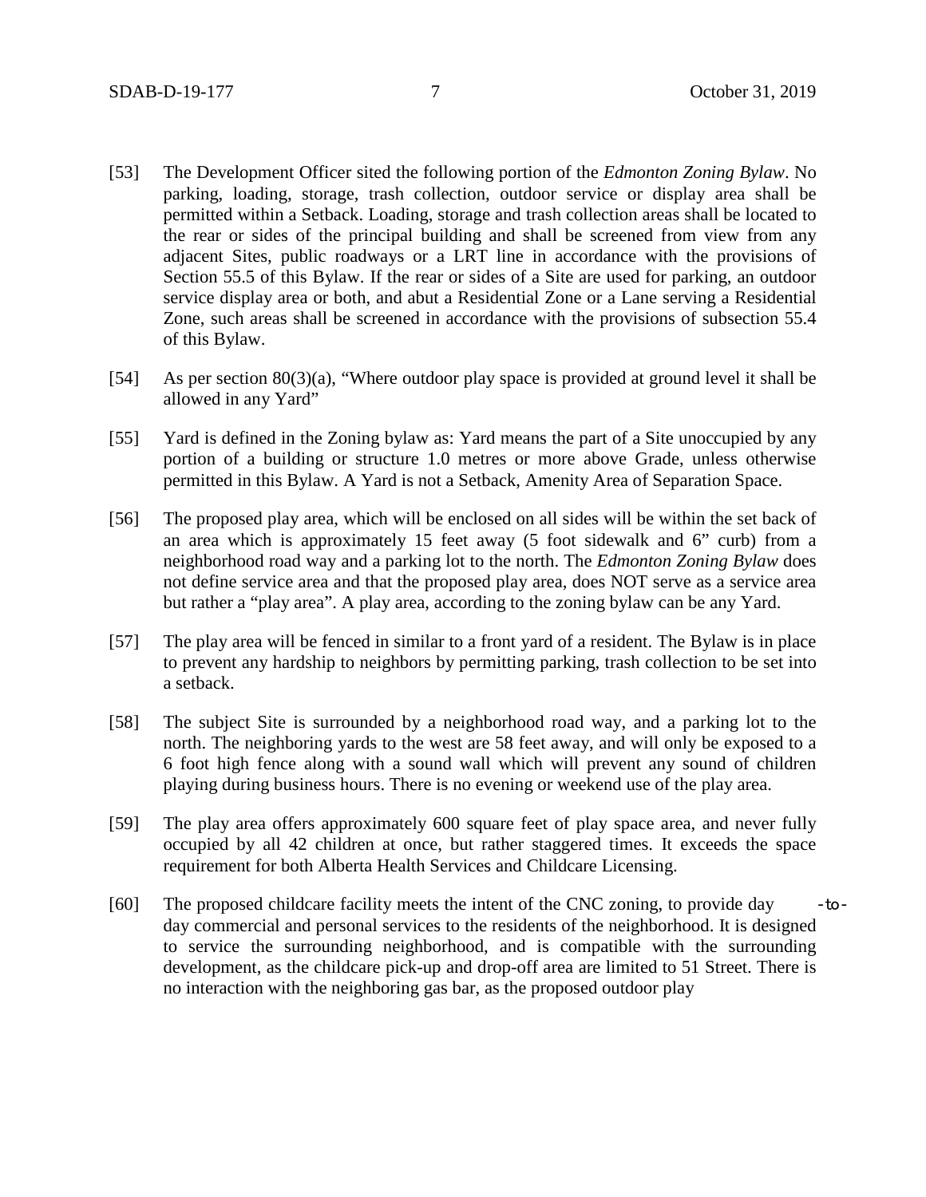[53] The Development Officer sited the following portion of the *Edmonton Zoning Bylaw*. No parking, loading, storage, trash collection, outdoor service or display area shall be permitted within a Setback. Loading, storage and trash collection areas shall be located to the rear or sides of the principal building and shall be screened from view from any adjacent Sites, public roadways or a LRT line in accordance with the provisions of Section 55.5 of this Bylaw. If the rear or sides of a Site are used for parking, an outdoor service display area or both, and abut a Residential Zone or a Lane serving a Residential Zone, such areas shall be screened in accordance with the provisions of subsection 55.4 of this Bylaw.

[54] As per section 80(3)(a), "Where outdoor play space is provided at ground level it shall be allowed in any Yard"

[55] Yard is defined in the Zoning bylaw as: Yard means the part of a Site unoccupied by any portion of a building or structure 1.0 metres or more above Grade, unless otherwise permitted in this Bylaw. A Yard is not a Setback, Amenity Area of Separation Space.

[56] The proposed play area, which will be enclosed on all sides will be within the set back of an area which is approximately 15 feet away (5 foot sidewalk and 6" curb) from a neighborhood road way and a parking lot to the north. The *Edmonton Zoning Bylaw* does not define service area and that the proposed play area, does NOT serve as a service area but rather a "play area". A play area, according to the zoning bylaw can be any Yard.

[57] The play area will be fenced in similar to a front yard of a resident. The Bylaw is in place to prevent any hardship to neighbors by permitting parking, trash collection to be set into a setback.

[58] The subject Site is surrounded by a neighborhood road way, and a parking lot to the north. The neighboring yards to the west are 58 feet away, and will only be exposed to a 6 foot high fence along with a sound wall which will prevent any sound of children playing during business hours. There is no evening or weekend use of the play area.

[59] The play area offers approximately 600 square feet of play space area, and never fully occupied by all 42 children at once, but rather staggered times. It exceeds the space requirement for both Alberta Health Services and Childcare Licensing.

[60] The proposed childcare facility meets the intent of the CNC zoning, to provide day-to-day commercial and personal services to the residents of the neighborhood. It is designed to service the surrounding neighborhood, and is compatible with the surrounding development, as the childcare pick-up and drop-off area are limited to 51 Street. There is no interaction with the neighboring gas bar, as the proposed outdoor play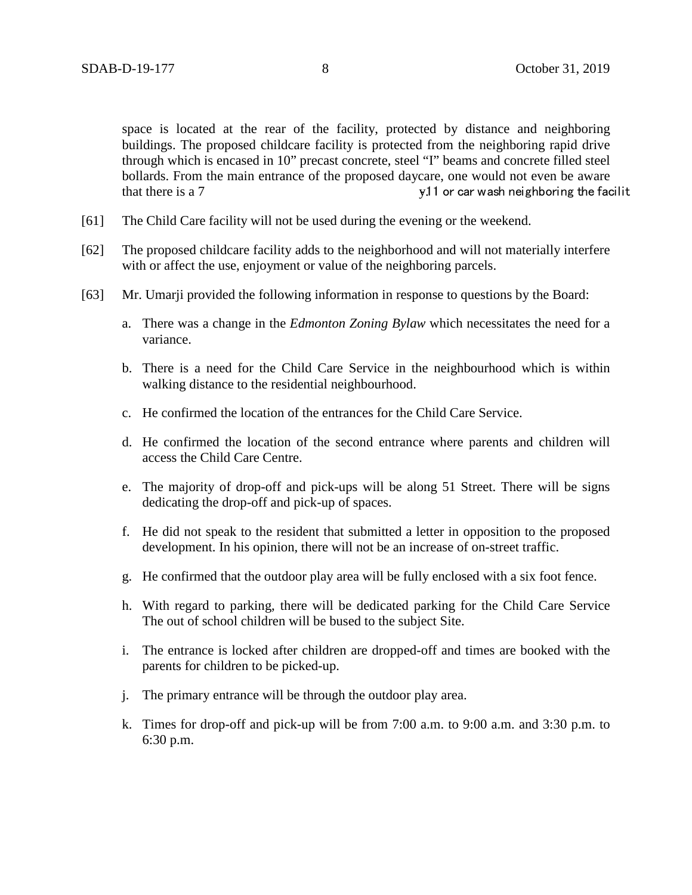space is located at the rear of the facility, protected by distance and neighboring buildings. The proposed childcare facility is protected from the neighboring rapid drive through which is encased in 10" precast concrete, steel "I" beams and concrete filled steel bollards. From the main entrance of the proposed daycare, one would not even be aware that there is a 7 y.11 or car wash neighboring the facilit

[61] The Child Care facility will not be used during the evening or the weekend.

[62] The proposed childcare facility adds to the neighborhood and will not materially interfere with or affect the use, enjoyment or value of the neighboring parcels.

[63] Mr. Umarji provided the following information in response to questions by the Board:

a. There was a change in the *Edmonton Zoning Bylaw* which necessitates the need for a variance.

b. There is a need for the Child Care Service in the neighbourhood which is within walking distance to the residential neighbourhood.

c. He confirmed the location of the entrances for the Child Care Service.

d. He confirmed the location of the second entrance where parents and children will access the Child Care Centre.

e. The majority of drop-off and pick-ups will be along 51 Street. There will be signs dedicating the drop-off and pick-up of spaces.

f. He did not speak to the resident that submitted a letter in opposition to the proposed development. In his opinion, there will not be an increase of on-street traffic.

g. He confirmed that the outdoor play area will be fully enclosed with a six foot fence.

h. With regard to parking, there will be dedicated parking for the Child Care Service The out of school children will be bused to the subject Site.

i. The entrance is locked after children are dropped-off and times are booked with the parents for children to be picked-up.

j. The primary entrance will be through the outdoor play area.

k. Times for drop-off and pick-up will be from 7:00 a.m. to 9:00 a.m. and 3:30 p.m. to 6:30 p.m.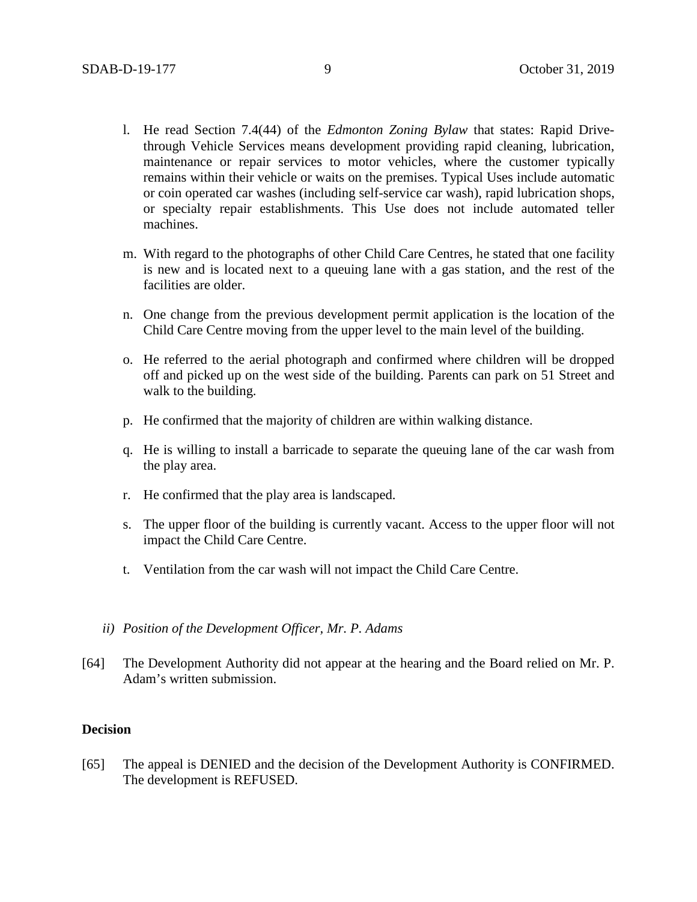l. He read Section 7.4(44) of the *Edmonton Zoning Bylaw* that states: Rapid Drive-through Vehicle Services means development providing rapid cleaning, lubrication, maintenance or repair services to motor vehicles, where the customer typically remains within their vehicle or waits on the premises. Typical Uses include automatic or coin operated car washes (including self-service car wash), rapid lubrication shops, or specialty repair establishments. This Use does not include automated teller machines.

m. With regard to the photographs of other Child Care Centres, he stated that one facility is new and is located next to a queuing lane with a gas station, and the rest of the facilities are older.

n. One change from the previous development permit application is the location of the Child Care Centre moving from the upper level to the main level of the building.

o. He referred to the aerial photograph and confirmed where children will be dropped off and picked up on the west side of the building. Parents can park on 51 Street and walk to the building.

p. He confirmed that the majority of children are within walking distance.

q. He is willing to install a barricade to separate the queuing lane of the car wash from the play area.

r. He confirmed that the play area is landscaped.

s. The upper floor of the building is currently vacant. Access to the upper floor will not impact the Child Care Centre.

t. Ventilation from the car wash will not impact the Child Care Centre.

*ii) Position of the Development Officer, Mr. P. Adams*

[64] The Development Authority did not appear at the hearing and the Board relied on Mr. P. Adam's written submission.

**Decision**

[65] The appeal is DENIED and the decision of the Development Authority is CONFIRMED. The development is REFUSED.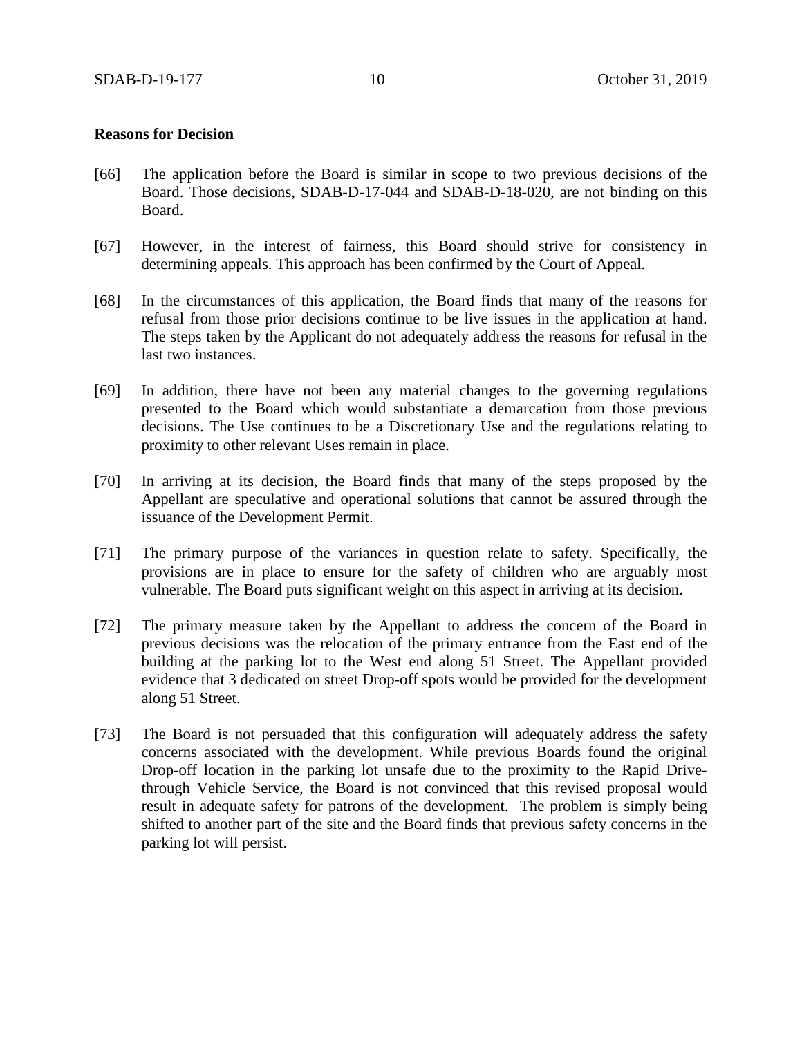**Reasons for Decision**

[66] The application before the Board is similar in scope to two previous decisions of the Board. Those decisions, SDAB-D-17-044 and SDAB-D-18-020, are not binding on this Board.

[67] However, in the interest of fairness, this Board should strive for consistency in determining appeals. This approach has been confirmed by the Court of Appeal.

[68] In the circumstances of this application, the Board finds that many of the reasons for refusal from those prior decisions continue to be live issues in the application at hand. The steps taken by the Applicant do not adequately address the reasons for refusal in the last two instances.

[69] In addition, there have not been any material changes to the governing regulations presented to the Board which would substantiate a demarcation from those previous decisions. The Use continues to be a Discretionary Use and the regulations relating to proximity to other relevant Uses remain in place.

[70] In arriving at its decision, the Board finds that many of the steps proposed by the Appellant are speculative and operational solutions that cannot be assured through the issuance of the Development Permit.

[71] The primary purpose of the variances in question relate to safety. Specifically, the provisions are in place to ensure for the safety of children who are arguably most vulnerable. The Board puts significant weight on this aspect in arriving at its decision.

[72] The primary measure taken by the Appellant to address the concern of the Board in previous decisions was the relocation of the primary entrance from the East end of the building at the parking lot to the West end along 51 Street. The Appellant provided evidence that 3 dedicated on street Drop-off spots would be provided for the development along 51 Street.

[73] The Board is not persuaded that this configuration will adequately address the safety concerns associated with the development. While previous Boards found the original Drop-off location in the parking lot unsafe due to the proximity to the Rapid Drive-through Vehicle Service, the Board is not convinced that this revised proposal would result in adequate safety for patrons of the development. The problem is simply being shifted to another part of the site and the Board finds that previous safety concerns in the parking lot will persist.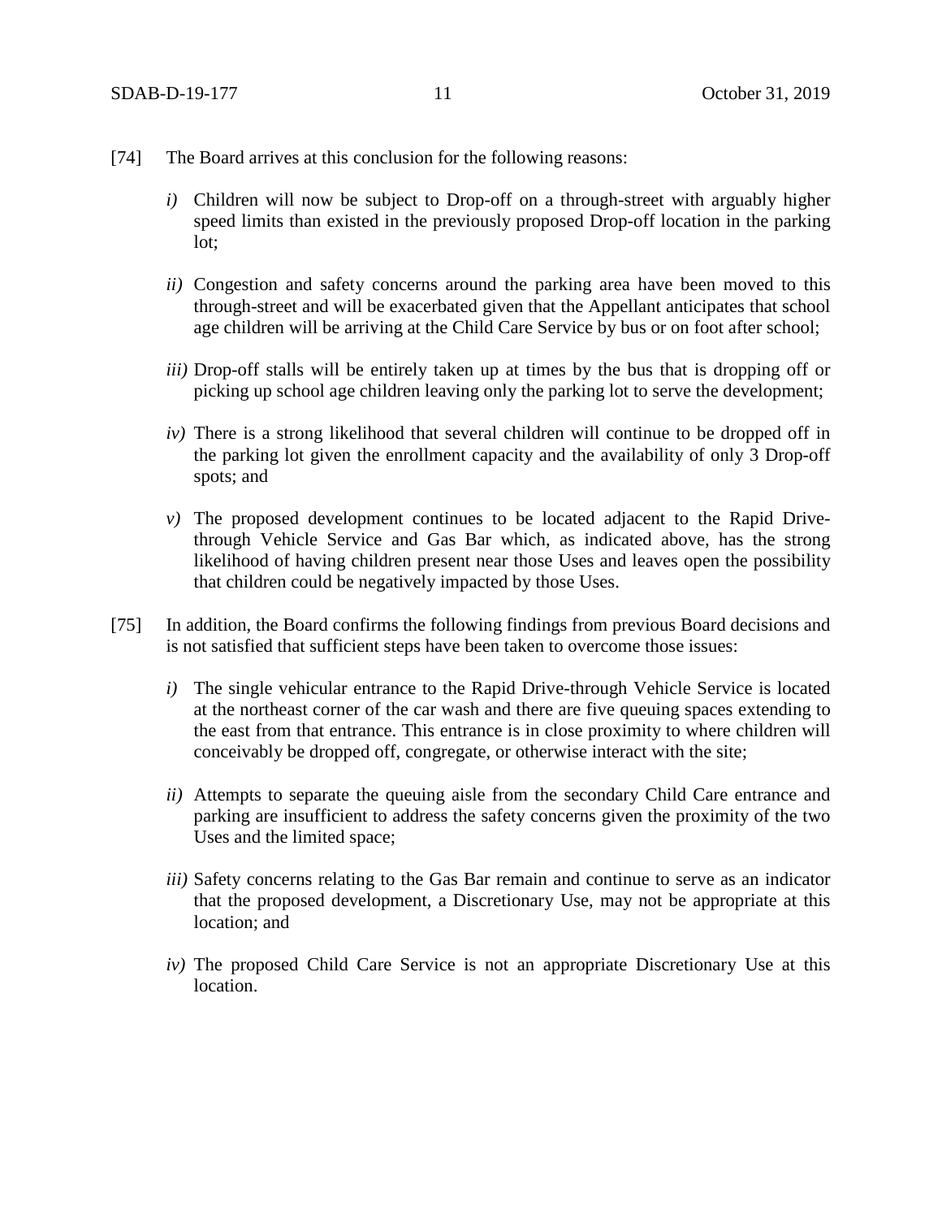[74] The Board arrives at this conclusion for the following reasons:

*i)* Children will now be subject to Drop-off on a through-street with arguably higher speed limits than existed in the previously proposed Drop-off location in the parking lot;

*ii)* Congestion and safety concerns around the parking area have been moved to this through-street and will be exacerbated given that the Appellant anticipates that school age children will be arriving at the Child Care Service by bus or on foot after school;

*iii)* Drop-off stalls will be entirely taken up at times by the bus that is dropping off or picking up school age children leaving only the parking lot to serve the development;

*iv)* There is a strong likelihood that several children will continue to be dropped off in the parking lot given the enrollment capacity and the availability of only 3 Drop-off spots; and

*v)* The proposed development continues to be located adjacent to the Rapid Drive-through Vehicle Service and Gas Bar which, as indicated above, has the strong likelihood of having children present near those Uses and leaves open the possibility that children could be negatively impacted by those Uses.

[75] In addition, the Board confirms the following findings from previous Board decisions and is not satisfied that sufficient steps have been taken to overcome those issues:

*i)* The single vehicular entrance to the Rapid Drive-through Vehicle Service is located at the northeast corner of the car wash and there are five queuing spaces extending to the east from that entrance. This entrance is in close proximity to where children will conceivably be dropped off, congregate, or otherwise interact with the site;

*ii)* Attempts to separate the queuing aisle from the secondary Child Care entrance and parking are insufficient to address the safety concerns given the proximity of the two Uses and the limited space;

*iii)* Safety concerns relating to the Gas Bar remain and continue to serve as an indicator that the proposed development, a Discretionary Use, may not be appropriate at this location; and

*iv)* The proposed Child Care Service is not an appropriate Discretionary Use at this location.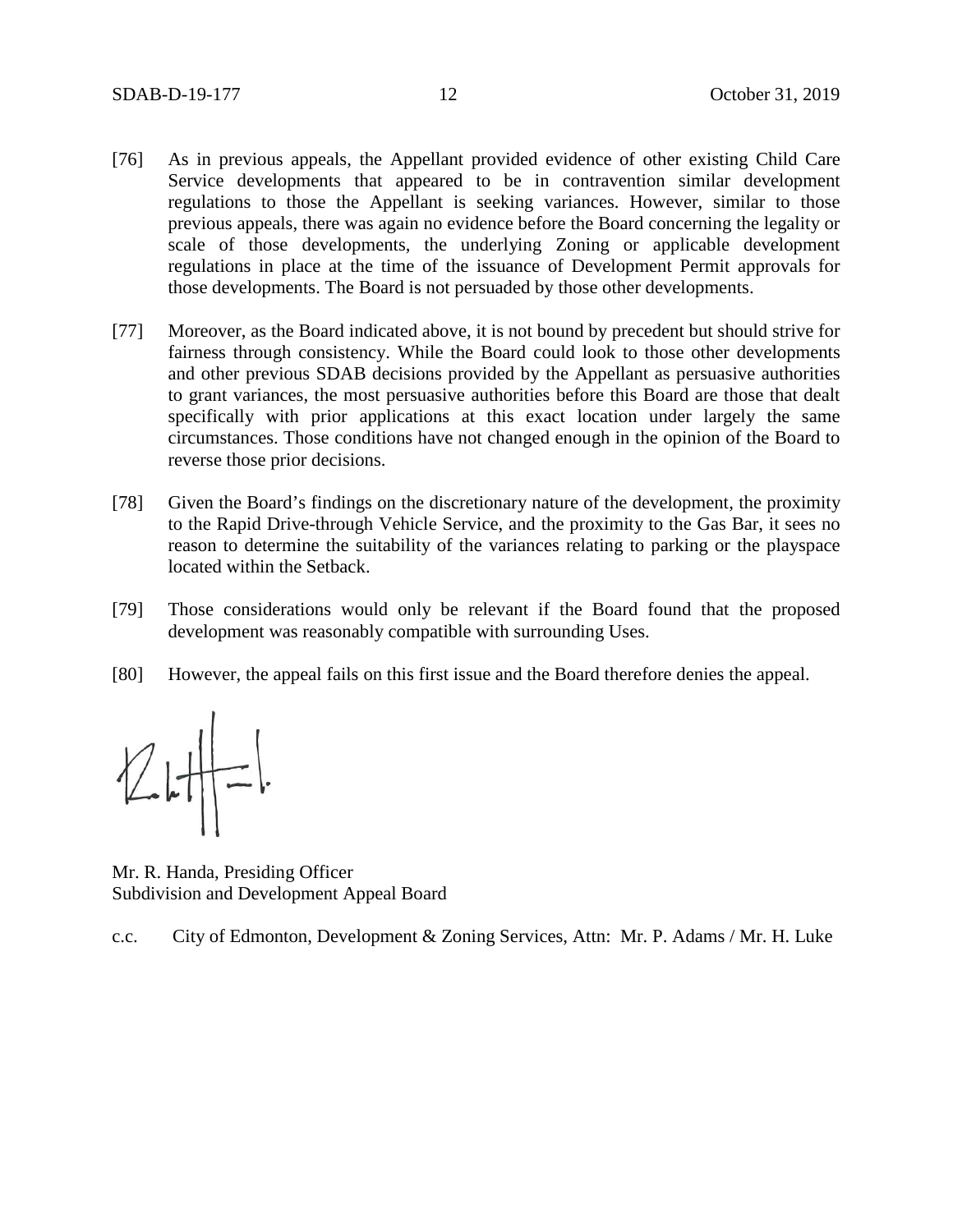[76] As in previous appeals, the Appellant provided evidence of other existing Child Care Service developments that appeared to be in contravention similar development regulations to those the Appellant is seeking variances. However, similar to those previous appeals, there was again no evidence before the Board concerning the legality or scale of those developments, the underlying Zoning or applicable development regulations in place at the time of the issuance of Development Permit approvals for those developments. The Board is not persuaded by those other developments.

[77] Moreover, as the Board indicated above, it is not bound by precedent but should strive for fairness through consistency. While the Board could look to those other developments and other previous SDAB decisions provided by the Appellant as persuasive authorities to grant variances, the most persuasive authorities before this Board are those that dealt specifically with prior applications at this exact location under largely the same circumstances. Those conditions have not changed enough in the opinion of the Board to reverse those prior decisions.

[78] Given the Board's findings on the discretionary nature of the development, the proximity to the Rapid Drive-through Vehicle Service, and the proximity to the Gas Bar, it sees no reason to determine the suitability of the variances relating to parking or the playspace located within the Setback.

[79] Those considerations would only be relevant if the Board found that the proposed development was reasonably compatible with surrounding Uses.

[80] However, the appeal fails on this first issue and the Board therefore denies the appeal.

Mr. R. Handa, Presiding Officer
Subdivision and Development Appeal Board

c.c. City of Edmonton, Development & Zoning Services, Attn: Mr. P. Adams / Mr. H. Luke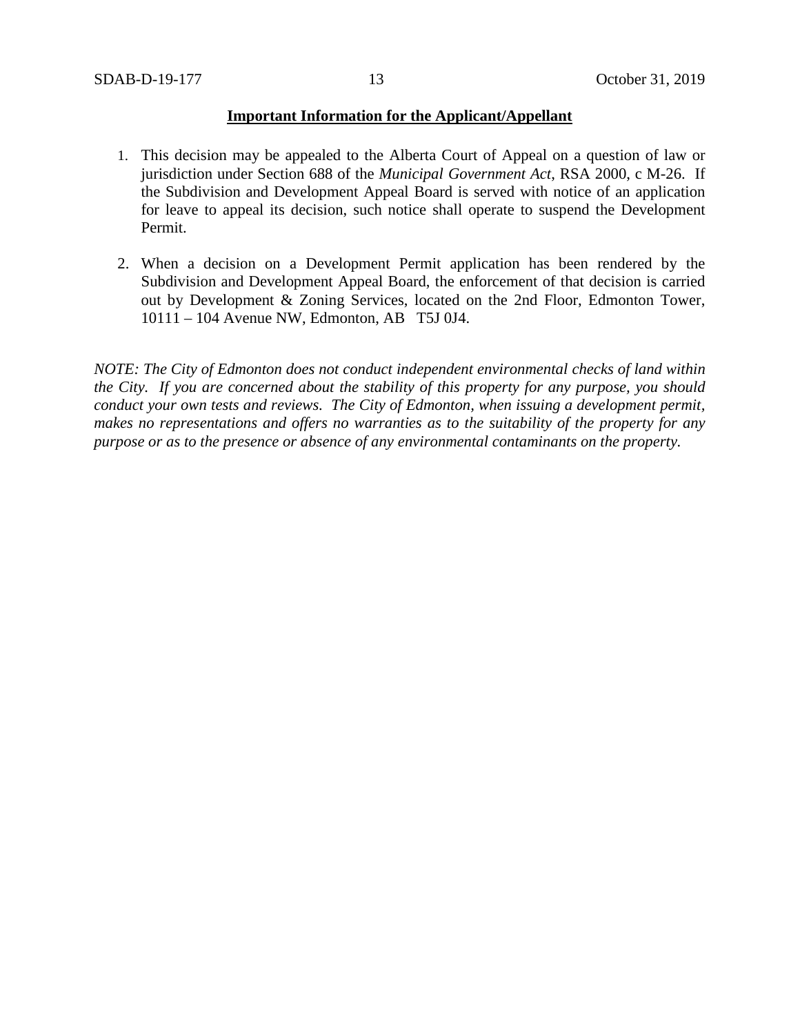## **Important Information for the Applicant/Appellant**

1. This decision may be appealed to the Alberta Court of Appeal on a question of law or jurisdiction under Section 688 of the *Municipal Government Act*, RSA 2000, c M-26. If the Subdivision and Development Appeal Board is served with notice of an application for leave to appeal its decision, such notice shall operate to suspend the Development Permit.

2. When a decision on a Development Permit application has been rendered by the Subdivision and Development Appeal Board, the enforcement of that decision is carried out by Development & Zoning Services, located on the 2nd Floor, Edmonton Tower, 10111 – 104 Avenue NW, Edmonton, AB T5J 0J4.

*NOTE: The City of Edmonton does not conduct independent environmental checks of land within the City. If you are concerned about the stability of this property for any purpose, you should conduct your own tests and reviews. The City of Edmonton, when issuing a development permit, makes no representations and offers no warranties as to the suitability of the property for any purpose or as to the presence or absence of any environmental contaminants on the property.*